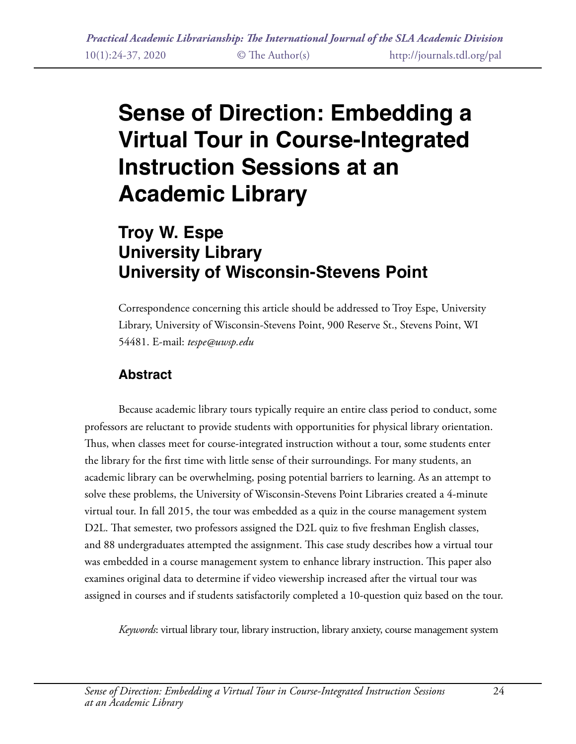# Sense of Direction: Embedding a Virtual Tour in Course-Integrated Instruction Sessions at an Academic Library

## Troy W. Espe
## University Library
## University of Wisconsin-Stevens Point

Correspondence concerning this article should be addressed to Troy Espe, University Library, University of Wisconsin-Stevens Point, 900 Reserve St., Stevens Point, WI 54481. E-mail: *tespe@uwsp.edu*

### Abstract

Because academic library tours typically require an entire class period to conduct, some professors are reluctant to provide students with opportunities for physical library orientation. Thus, when classes meet for course-integrated instruction without a tour, some students enter the library for the first time with little sense of their surroundings. For many students, an academic library can be overwhelming, posing potential barriers to learning. As an attempt to solve these problems, the University of Wisconsin-Stevens Point Libraries created a 4-minute virtual tour. In fall 2015, the tour was embedded as a quiz in the course management system D2L. That semester, two professors assigned the D2L quiz to five freshman English classes, and 88 undergraduates attempted the assignment. This case study describes how a virtual tour was embedded in a course management system to enhance library instruction. This paper also examines original data to determine if video viewership increased after the virtual tour was assigned in courses and if students satisfactorily completed a 10-question quiz based on the tour.

*Keywords*: virtual library tour, library instruction, library anxiety, course management system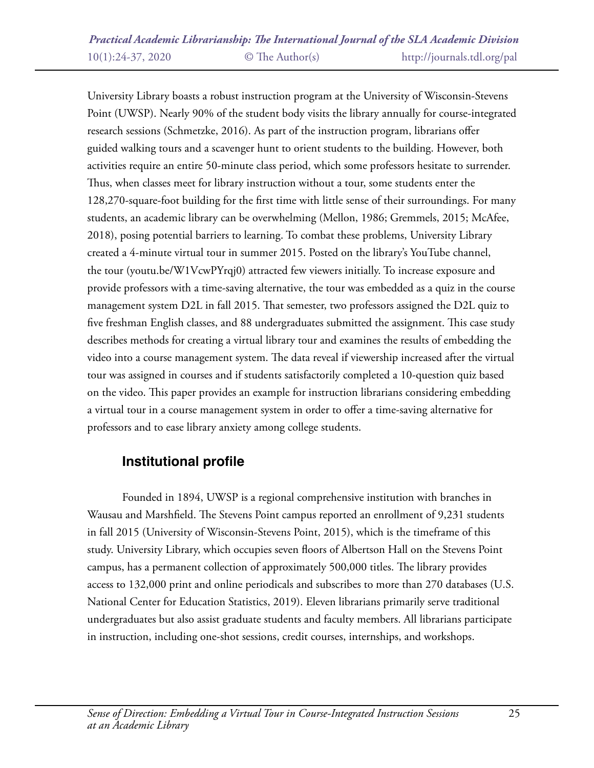University Library boasts a robust instruction program at the University of Wisconsin-Stevens Point (UWSP). Nearly 90% of the student body visits the library annually for course-integrated research sessions (Schmetzke, 2016). As part of the instruction program, librarians offer guided walking tours and a scavenger hunt to orient students to the building. However, both activities require an entire 50-minute class period, which some professors hesitate to surrender. Thus, when classes meet for library instruction without a tour, some students enter the 128,270-square-foot building for the first time with little sense of their surroundings. For many students, an academic library can be overwhelming (Mellon, 1986; Gremmels, 2015; McAfee, 2018), posing potential barriers to learning. To combat these problems, University Library created a 4-minute virtual tour in summer 2015. Posted on the library's YouTube channel, the tour (youtu.be/W1VcwPYrqj0) attracted few viewers initially. To increase exposure and provide professors with a time-saving alternative, the tour was embedded as a quiz in the course management system D2L in fall 2015. That semester, two professors assigned the D2L quiz to five freshman English classes, and 88 undergraduates submitted the assignment. This case study describes methods for creating a virtual library tour and examines the results of embedding the video into a course management system. The data reveal if viewership increased after the virtual tour was assigned in courses and if students satisfactorily completed a 10-question quiz based on the video. This paper provides an example for instruction librarians considering embedding a virtual tour in a course management system in order to offer a time-saving alternative for professors and to ease library anxiety among college students.

## Institutional profile

Founded in 1894, UWSP is a regional comprehensive institution with branches in Wausau and Marshfield. The Stevens Point campus reported an enrollment of 9,231 students in fall 2015 (University of Wisconsin-Stevens Point, 2015), which is the timeframe of this study. University Library, which occupies seven floors of Albertson Hall on the Stevens Point campus, has a permanent collection of approximately 500,000 titles. The library provides access to 132,000 print and online periodicals and subscribes to more than 270 databases (U.S. National Center for Education Statistics, 2019). Eleven librarians primarily serve traditional undergraduates but also assist graduate students and faculty members. All librarians participate in instruction, including one-shot sessions, credit courses, internships, and workshops.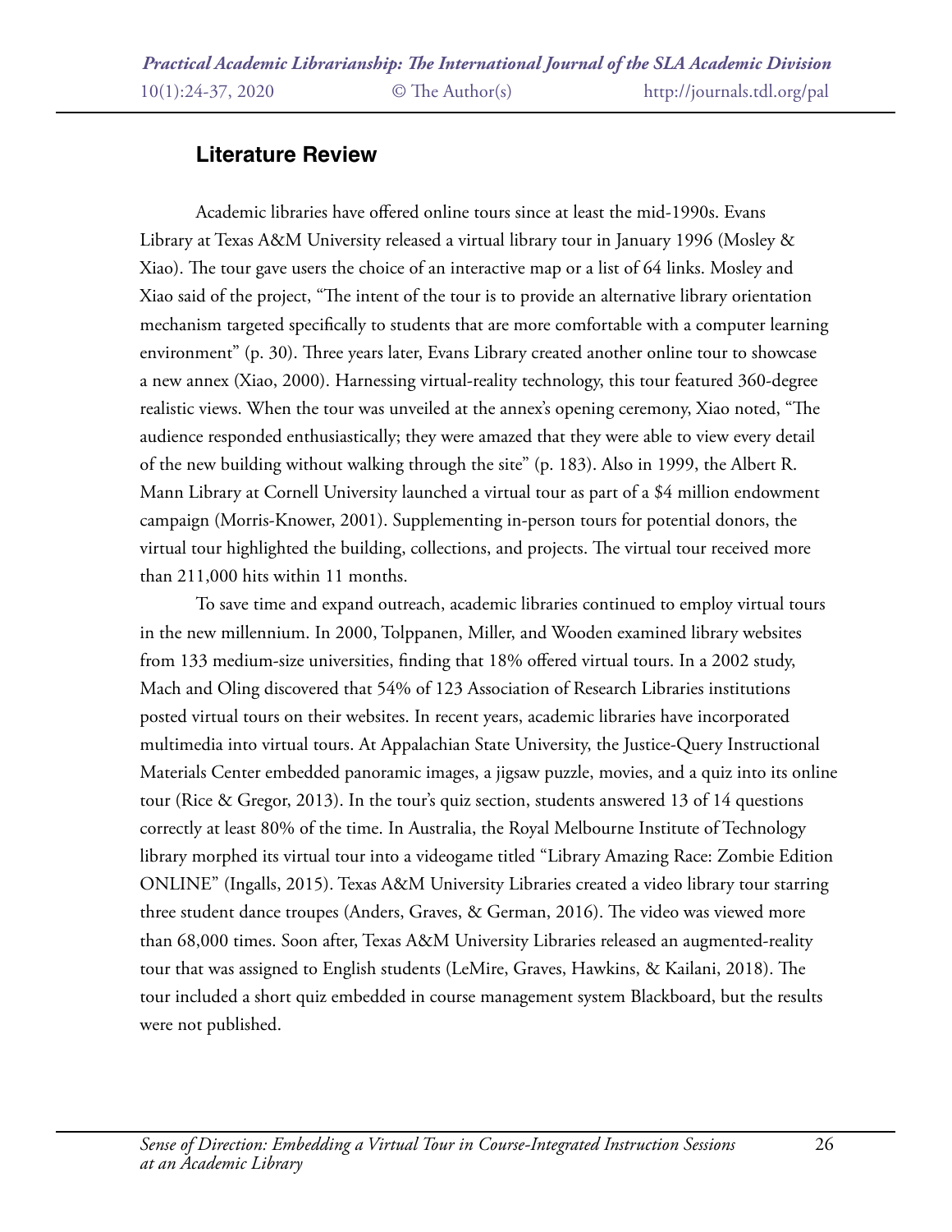## Literature Review

Academic libraries have offered online tours since at least the mid-1990s. Evans Library at Texas A&M University released a virtual library tour in January 1996 (Mosley & Xiao). The tour gave users the choice of an interactive map or a list of 64 links. Mosley and Xiao said of the project, "The intent of the tour is to provide an alternative library orientation mechanism targeted specifically to students that are more comfortable with a computer learning environment" (p. 30). Three years later, Evans Library created another online tour to showcase a new annex (Xiao, 2000). Harnessing virtual-reality technology, this tour featured 360-degree realistic views. When the tour was unveiled at the annex's opening ceremony, Xiao noted, "The audience responded enthusiastically; they were amazed that they were able to view every detail of the new building without walking through the site" (p. 183). Also in 1999, the Albert R. Mann Library at Cornell University launched a virtual tour as part of a $4 million endowment campaign (Morris-Knower, 2001). Supplementing in-person tours for potential donors, the virtual tour highlighted the building, collections, and projects. The virtual tour received more than 211,000 hits within 11 months.

To save time and expand outreach, academic libraries continued to employ virtual tours in the new millennium. In 2000, Tolppanen, Miller, and Wooden examined library websites from 133 medium-size universities, finding that 18% offered virtual tours. In a 2002 study, Mach and Oling discovered that 54% of 123 Association of Research Libraries institutions posted virtual tours on their websites. In recent years, academic libraries have incorporated multimedia into virtual tours. At Appalachian State University, the Justice-Query Instructional Materials Center embedded panoramic images, a jigsaw puzzle, movies, and a quiz into its online tour (Rice & Gregor, 2013). In the tour's quiz section, students answered 13 of 14 questions correctly at least 80% of the time. In Australia, the Royal Melbourne Institute of Technology library morphed its virtual tour into a videogame titled "Library Amazing Race: Zombie Edition ONLINE" (Ingalls, 2015). Texas A&M University Libraries created a video library tour starring three student dance troupes (Anders, Graves, & German, 2016). The video was viewed more than 68,000 times. Soon after, Texas A&M University Libraries released an augmented-reality tour that was assigned to English students (LeMire, Graves, Hawkins, & Kailani, 2018). The tour included a short quiz embedded in course management system Blackboard, but the results were not published.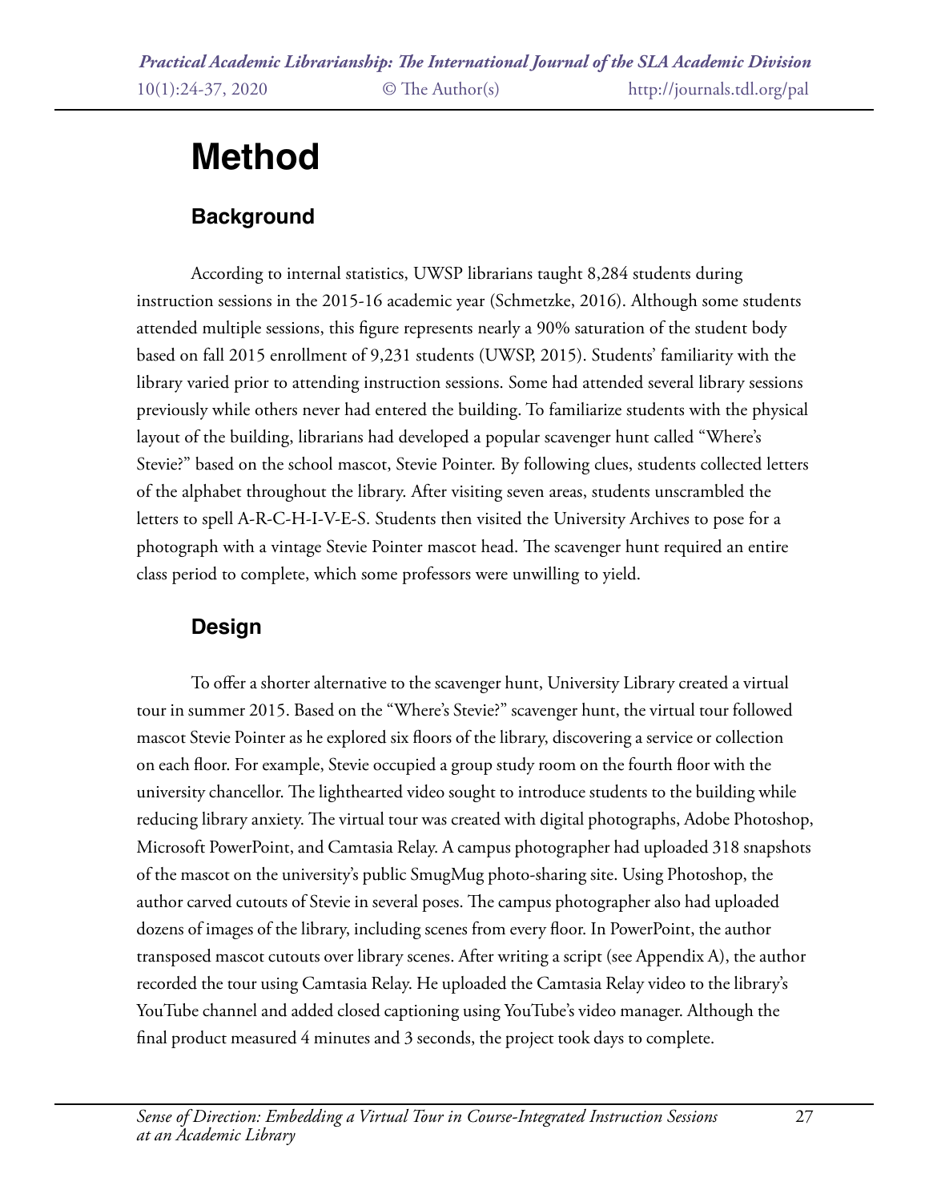# Method

## Background

According to internal statistics, UWSP librarians taught 8,284 students during instruction sessions in the 2015-16 academic year (Schmetzke, 2016). Although some students attended multiple sessions, this figure represents nearly a 90% saturation of the student body based on fall 2015 enrollment of 9,231 students (UWSP, 2015). Students' familiarity with the library varied prior to attending instruction sessions. Some had attended several library sessions previously while others never had entered the building. To familiarize students with the physical layout of the building, librarians had developed a popular scavenger hunt called "Where's Stevie?" based on the school mascot, Stevie Pointer. By following clues, students collected letters of the alphabet throughout the library. After visiting seven areas, students unscrambled the letters to spell A-R-C-H-I-V-E-S. Students then visited the University Archives to pose for a photograph with a vintage Stevie Pointer mascot head. The scavenger hunt required an entire class period to complete, which some professors were unwilling to yield.

## Design

To offer a shorter alternative to the scavenger hunt, University Library created a virtual tour in summer 2015. Based on the "Where's Stevie?" scavenger hunt, the virtual tour followed mascot Stevie Pointer as he explored six floors of the library, discovering a service or collection on each floor. For example, Stevie occupied a group study room on the fourth floor with the university chancellor. The lighthearted video sought to introduce students to the building while reducing library anxiety. The virtual tour was created with digital photographs, Adobe Photoshop, Microsoft PowerPoint, and Camtasia Relay. A campus photographer had uploaded 318 snapshots of the mascot on the university's public SmugMug photo-sharing site. Using Photoshop, the author carved cutouts of Stevie in several poses. The campus photographer also had uploaded dozens of images of the library, including scenes from every floor. In PowerPoint, the author transposed mascot cutouts over library scenes. After writing a script (see Appendix A), the author recorded the tour using Camtasia Relay. He uploaded the Camtasia Relay video to the library's YouTube channel and added closed captioning using YouTube's video manager. Although the final product measured 4 minutes and 3 seconds, the project took days to complete.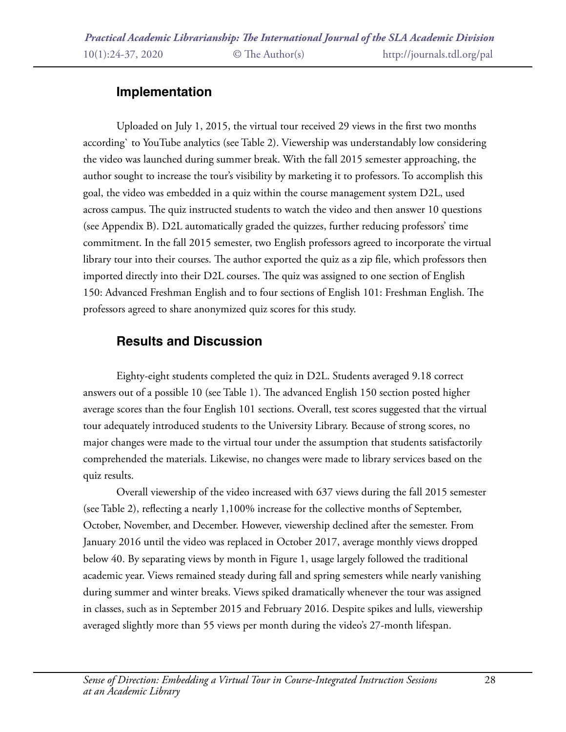## Implementation

Uploaded on July 1, 2015, the virtual tour received 29 views in the first two months according` to YouTube analytics (see Table 2). Viewership was understandably low considering the video was launched during summer break. With the fall 2015 semester approaching, the author sought to increase the tour's visibility by marketing it to professors. To accomplish this goal, the video was embedded in a quiz within the course management system D2L, used across campus. The quiz instructed students to watch the video and then answer 10 questions (see Appendix B). D2L automatically graded the quizzes, further reducing professors' time commitment. In the fall 2015 semester, two English professors agreed to incorporate the virtual library tour into their courses. The author exported the quiz as a zip file, which professors then imported directly into their D2L courses. The quiz was assigned to one section of English 150: Advanced Freshman English and to four sections of English 101: Freshman English. The professors agreed to share anonymized quiz scores for this study.

## Results and Discussion

Eighty-eight students completed the quiz in D2L. Students averaged 9.18 correct answers out of a possible 10 (see Table 1). The advanced English 150 section posted higher average scores than the four English 101 sections. Overall, test scores suggested that the virtual tour adequately introduced students to the University Library. Because of strong scores, no major changes were made to the virtual tour under the assumption that students satisfactorily comprehended the materials. Likewise, no changes were made to library services based on the quiz results.

Overall viewership of the video increased with 637 views during the fall 2015 semester (see Table 2), reflecting a nearly 1,100% increase for the collective months of September, October, November, and December. However, viewership declined after the semester. From January 2016 until the video was replaced in October 2017, average monthly views dropped below 40. By separating views by month in Figure 1, usage largely followed the traditional academic year. Views remained steady during fall and spring semesters while nearly vanishing during summer and winter breaks. Views spiked dramatically whenever the tour was assigned in classes, such as in September 2015 and February 2016. Despite spikes and lulls, viewership averaged slightly more than 55 views per month during the video's 27-month lifespan.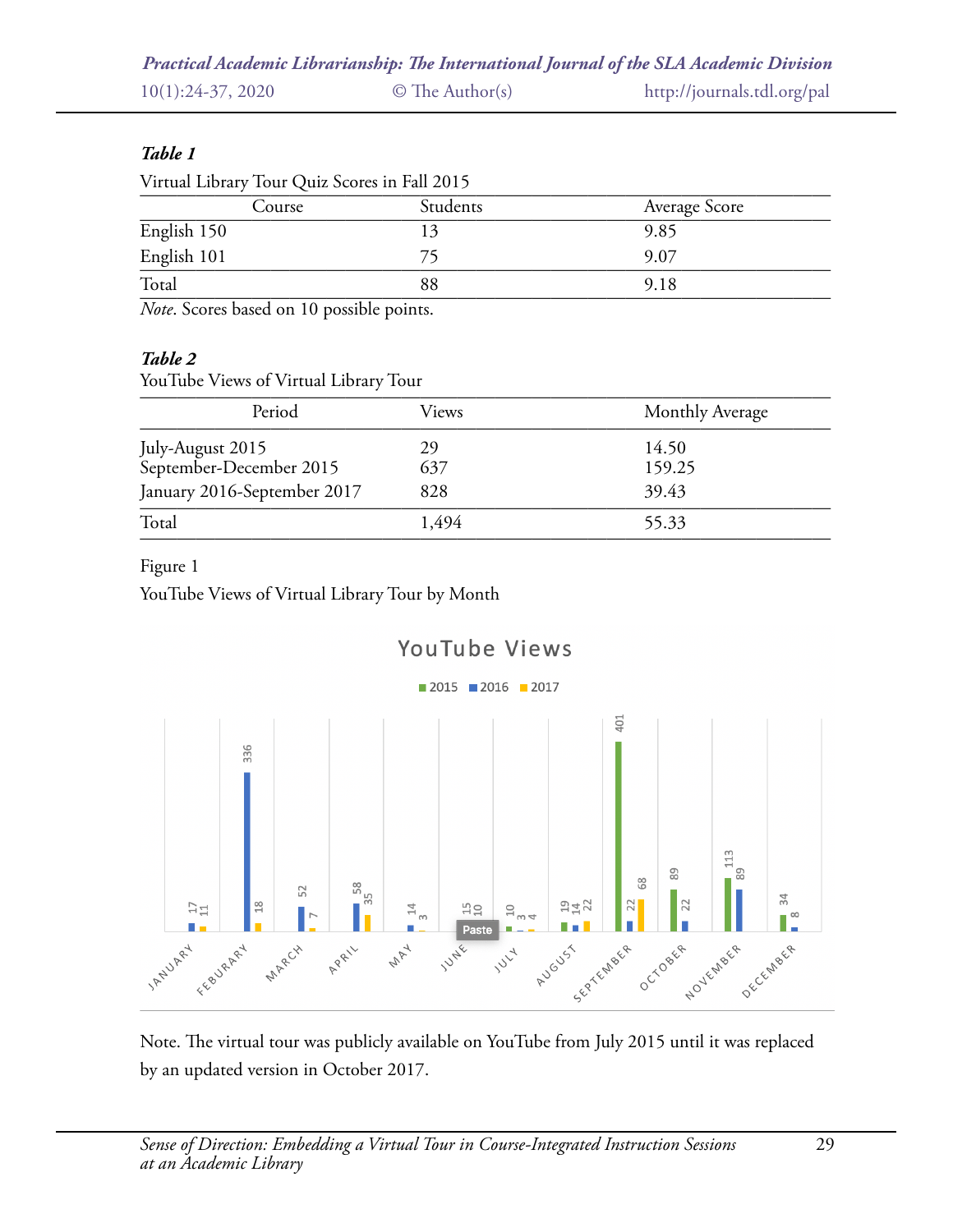***Table 1***

Virtual Library Tour Quiz Scores in Fall 2015

| Course | Students | Average Score |
|---|---|---|
| English 150 | 13 | 9.85 |
| English 101 | 75 | 9.07 |
| Total | 88 | 9.18 |

*Note*. Scores based on 10 possible points.

***Table 2***

YouTube Views of Virtual Library Tour

| Period | Views | Monthly Average |
|---|---|---|
| July-August 2015 | 29 | 14.50 |
| September-December 2015 | 637 | 159.25 |
| January 2016-September 2017 | 828 | 39.43 |
| Total | 1,494 | 55.33 |

Figure 1

YouTube Views of Virtual Library Tour by Month

Note. The virtual tour was publicly available on YouTube from July 2015 until it was replaced by an updated version in October 2017.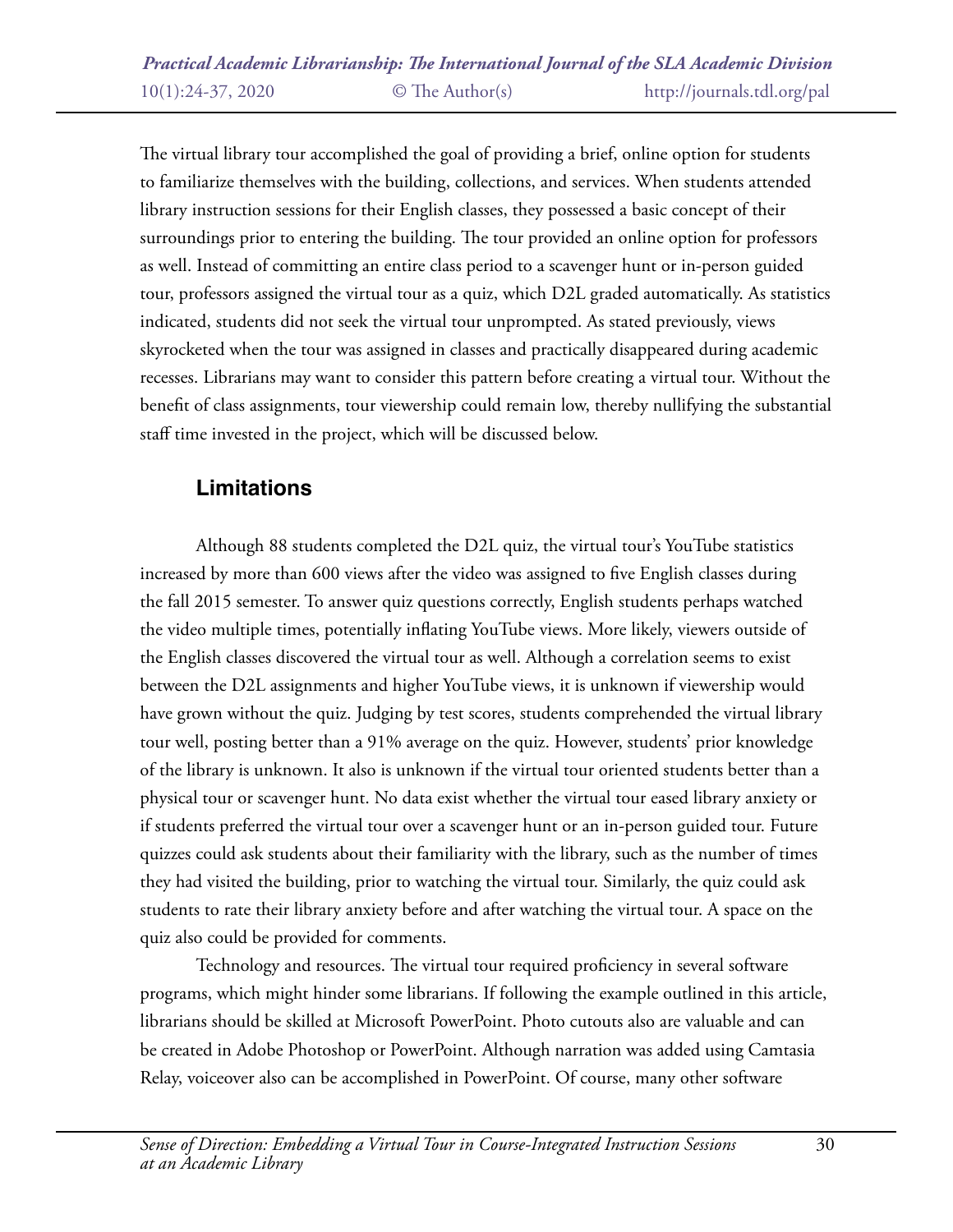The virtual library tour accomplished the goal of providing a brief, online option for students to familiarize themselves with the building, collections, and services. When students attended library instruction sessions for their English classes, they possessed a basic concept of their surroundings prior to entering the building. The tour provided an online option for professors as well. Instead of committing an entire class period to a scavenger hunt or in-person guided tour, professors assigned the virtual tour as a quiz, which D2L graded automatically. As statistics indicated, students did not seek the virtual tour unprompted. As stated previously, views skyrocketed when the tour was assigned in classes and practically disappeared during academic recesses. Librarians may want to consider this pattern before creating a virtual tour. Without the benefit of class assignments, tour viewership could remain low, thereby nullifying the substantial staff time invested in the project, which will be discussed below.

## Limitations

Although 88 students completed the D2L quiz, the virtual tour's YouTube statistics increased by more than 600 views after the video was assigned to five English classes during the fall 2015 semester. To answer quiz questions correctly, English students perhaps watched the video multiple times, potentially inflating YouTube views. More likely, viewers outside of the English classes discovered the virtual tour as well. Although a correlation seems to exist between the D2L assignments and higher YouTube views, it is unknown if viewership would have grown without the quiz. Judging by test scores, students comprehended the virtual library tour well, posting better than a 91% average on the quiz. However, students' prior knowledge of the library is unknown. It also is unknown if the virtual tour oriented students better than a physical tour or scavenger hunt. No data exist whether the virtual tour eased library anxiety or if students preferred the virtual tour over a scavenger hunt or an in-person guided tour. Future quizzes could ask students about their familiarity with the library, such as the number of times they had visited the building, prior to watching the virtual tour. Similarly, the quiz could ask students to rate their library anxiety before and after watching the virtual tour. A space on the quiz also could be provided for comments.

Technology and resources. The virtual tour required proficiency in several software programs, which might hinder some librarians. If following the example outlined in this article, librarians should be skilled at Microsoft PowerPoint. Photo cutouts also are valuable and can be created in Adobe Photoshop or PowerPoint. Although narration was added using Camtasia Relay, voiceover also can be accomplished in PowerPoint. Of course, many other software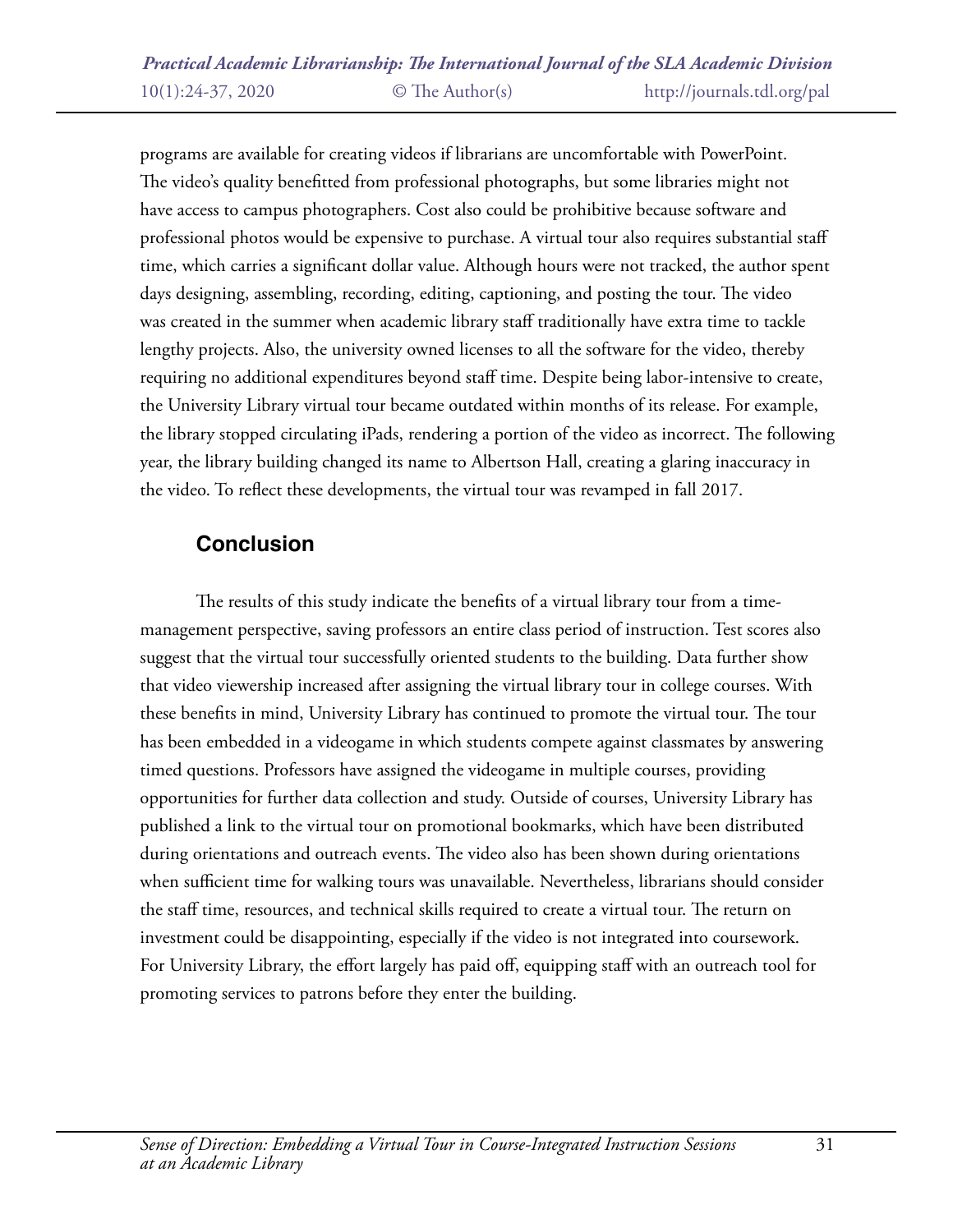programs are available for creating videos if librarians are uncomfortable with PowerPoint. The video's quality benefitted from professional photographs, but some libraries might not have access to campus photographers. Cost also could be prohibitive because software and professional photos would be expensive to purchase. A virtual tour also requires substantial staff time, which carries a significant dollar value. Although hours were not tracked, the author spent days designing, assembling, recording, editing, captioning, and posting the tour. The video was created in the summer when academic library staff traditionally have extra time to tackle lengthy projects. Also, the university owned licenses to all the software for the video, thereby requiring no additional expenditures beyond staff time. Despite being labor-intensive to create, the University Library virtual tour became outdated within months of its release. For example, the library stopped circulating iPads, rendering a portion of the video as incorrect. The following year, the library building changed its name to Albertson Hall, creating a glaring inaccuracy in the video. To reflect these developments, the virtual tour was revamped in fall 2017.

## Conclusion

The results of this study indicate the benefits of a virtual library tour from a time-management perspective, saving professors an entire class period of instruction. Test scores also suggest that the virtual tour successfully oriented students to the building. Data further show that video viewership increased after assigning the virtual library tour in college courses. With these benefits in mind, University Library has continued to promote the virtual tour. The tour has been embedded in a videogame in which students compete against classmates by answering timed questions. Professors have assigned the videogame in multiple courses, providing opportunities for further data collection and study. Outside of courses, University Library has published a link to the virtual tour on promotional bookmarks, which have been distributed during orientations and outreach events. The video also has been shown during orientations when sufficient time for walking tours was unavailable. Nevertheless, librarians should consider the staff time, resources, and technical skills required to create a virtual tour. The return on investment could be disappointing, especially if the video is not integrated into coursework. For University Library, the effort largely has paid off, equipping staff with an outreach tool for promoting services to patrons before they enter the building.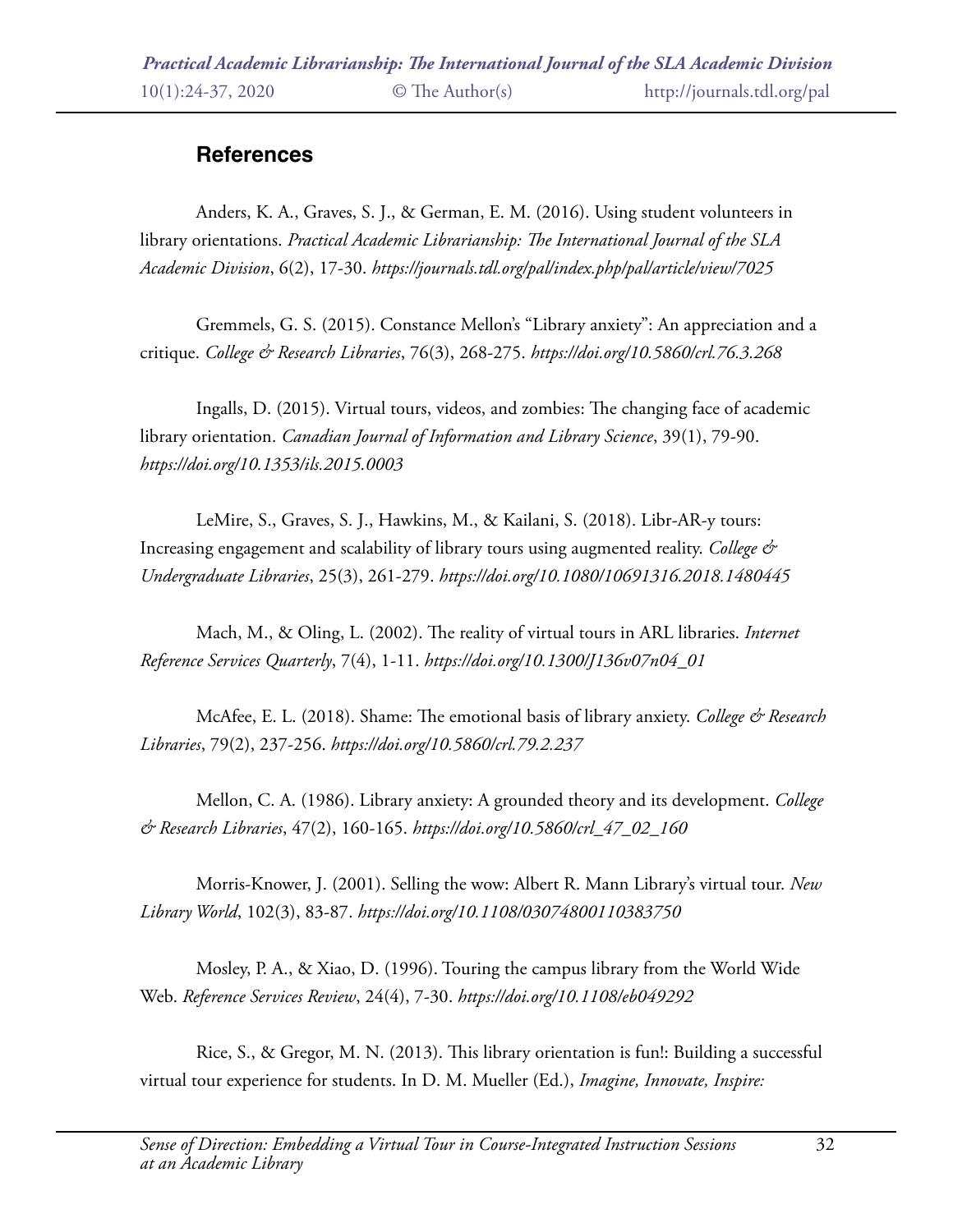## References

Anders, K. A., Graves, S. J., & German, E. M. (2016). Using student volunteers in library orientations. *Practical Academic Librarianship: The International Journal of the SLA Academic Division*, 6(2), 17-30. *https://journals.tdl.org/pal/index.php/pal/article/view/7025*

Gremmels, G. S. (2015). Constance Mellon's "Library anxiety": An appreciation and a critique. *College & Research Libraries*, 76(3), 268-275. *https://doi.org/10.5860/crl.76.3.268*

Ingalls, D. (2015). Virtual tours, videos, and zombies: The changing face of academic library orientation. *Canadian Journal of Information and Library Science*, 39(1), 79-90. *https://doi.org/10.1353/ils.2015.0003*

LeMire, S., Graves, S. J., Hawkins, M., & Kailani, S. (2018). Libr-AR-y tours: Increasing engagement and scalability of library tours using augmented reality. *College & Undergraduate Libraries*, 25(3), 261-279. *https://doi.org/10.1080/10691316.2018.1480445*

Mach, M., & Oling, L. (2002). The reality of virtual tours in ARL libraries. *Internet Reference Services Quarterly*, 7(4), 1-11. *https://doi.org/10.1300/J136v07n04_01*

McAfee, E. L. (2018). Shame: The emotional basis of library anxiety. *College & Research Libraries*, 79(2), 237-256. *https://doi.org/10.5860/crl.79.2.237*

Mellon, C. A. (1986). Library anxiety: A grounded theory and its development. *College & Research Libraries*, 47(2), 160-165. *https://doi.org/10.5860/crl_47_02_160*

Morris-Knower, J. (2001). Selling the wow: Albert R. Mann Library's virtual tour. *New Library World*, 102(3), 83-87. *https://doi.org/10.1108/03074800110383750*

Mosley, P. A., & Xiao, D. (1996). Touring the campus library from the World Wide Web. *Reference Services Review*, 24(4), 7-30. *https://doi.org/10.1108/eb049292*

Rice, S., & Gregor, M. N. (2013). This library orientation is fun!: Building a successful virtual tour experience for students. In D. M. Mueller (Ed.), *Imagine, Innovate, Inspire:*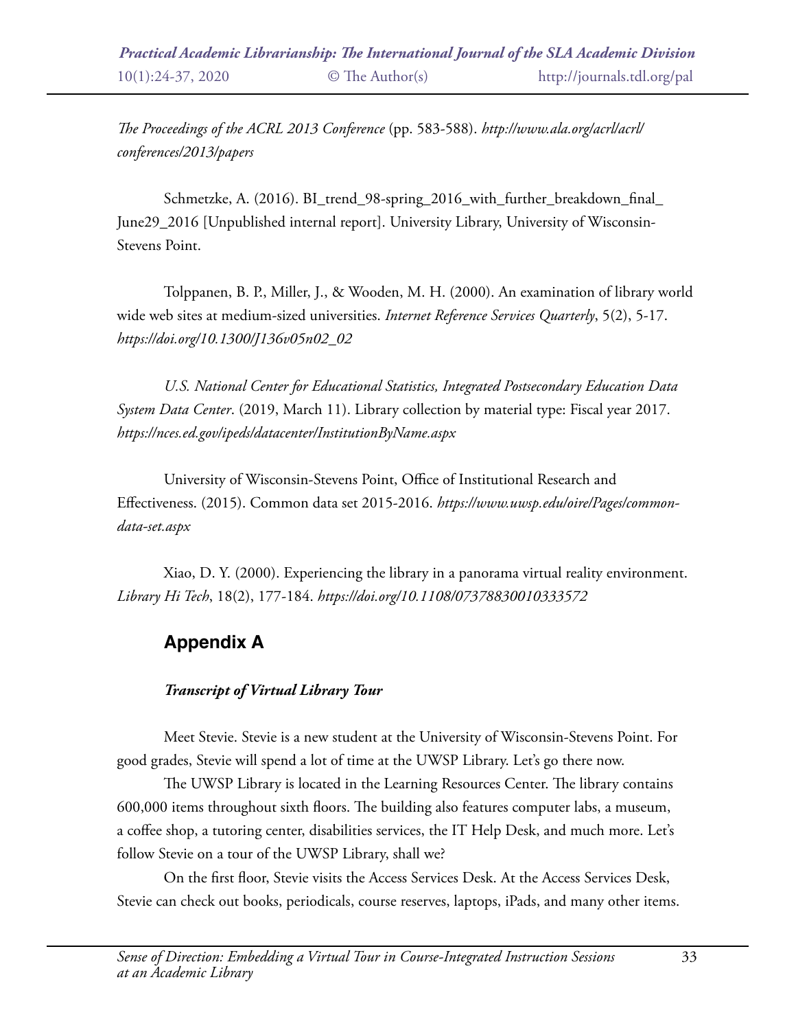*The Proceedings of the ACRL 2013 Conference* (pp. 583-588). *http://www.ala.org/acrl/acrl/conferences/2013/papers*

Schmetzke, A. (2016). BI_trend_98-spring_2016_with_further_breakdown_final_June29_2016 [Unpublished internal report]. University Library, University of Wisconsin-Stevens Point.

Tolppanen, B. P., Miller, J., & Wooden, M. H. (2000). An examination of library world wide web sites at medium-sized universities. *Internet Reference Services Quarterly*, 5(2), 5-17. *https://doi.org/10.1300/J136v05n02_02*

*U.S. National Center for Educational Statistics, Integrated Postsecondary Education Data System Data Center*. (2019, March 11). Library collection by material type: Fiscal year 2017. *https://nces.ed.gov/ipeds/datacenter/InstitutionByName.aspx*

University of Wisconsin-Stevens Point, Office of Institutional Research and Effectiveness. (2015). Common data set 2015-2016. *https://www.uwsp.edu/oire/Pages/common-data-set.aspx*

Xiao, D. Y. (2000). Experiencing the library in a panorama virtual reality environment. *Library Hi Tech*, 18(2), 177-184. *https://doi.org/10.1108/07378830010333572*

## Appendix A

***Transcript of Virtual Library Tour***

Meet Stevie. Stevie is a new student at the University of Wisconsin-Stevens Point. For good grades, Stevie will spend a lot of time at the UWSP Library. Let's go there now.

The UWSP Library is located in the Learning Resources Center. The library contains 600,000 items throughout sixth floors. The building also features computer labs, a museum, a coffee shop, a tutoring center, disabilities services, the IT Help Desk, and much more. Let's follow Stevie on a tour of the UWSP Library, shall we?

On the first floor, Stevie visits the Access Services Desk. At the Access Services Desk, Stevie can check out books, periodicals, course reserves, laptops, iPads, and many other items.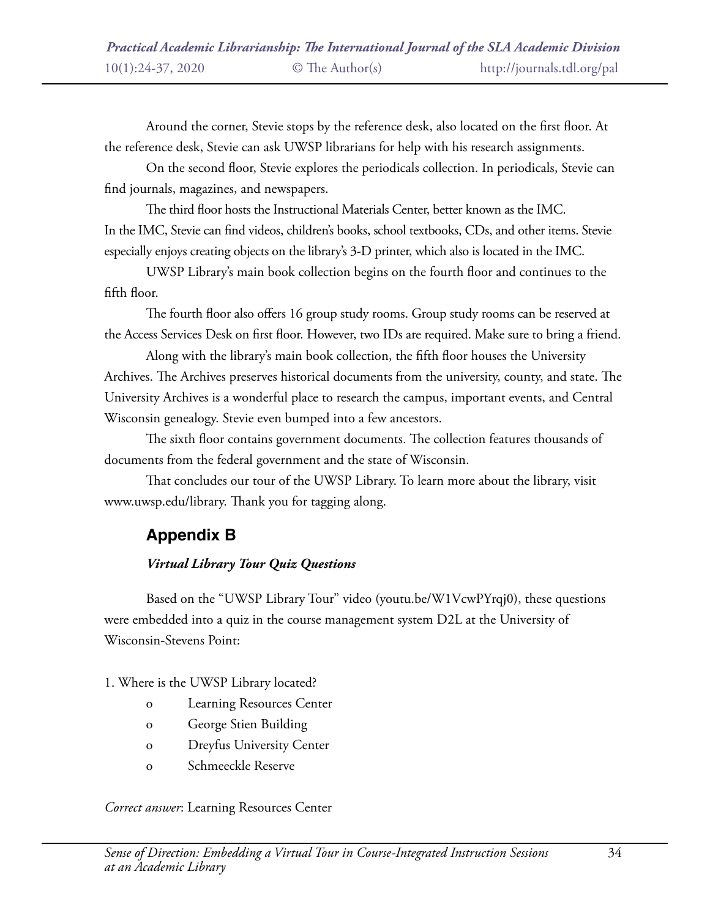Around the corner, Stevie stops by the reference desk, also located on the first floor. At the reference desk, Stevie can ask UWSP librarians for help with his research assignments.

On the second floor, Stevie explores the periodicals collection. In periodicals, Stevie can find journals, magazines, and newspapers.

The third floor hosts the Instructional Materials Center, better known as the IMC. In the IMC, Stevie can find videos, children's books, school textbooks, CDs, and other items. Stevie especially enjoys creating objects on the library's 3-D printer, which also is located in the IMC.

UWSP Library's main book collection begins on the fourth floor and continues to the fifth floor.

The fourth floor also offers 16 group study rooms. Group study rooms can be reserved at the Access Services Desk on first floor. However, two IDs are required. Make sure to bring a friend.

Along with the library's main book collection, the fifth floor houses the University Archives. The Archives preserves historical documents from the university, county, and state. The University Archives is a wonderful place to research the campus, important events, and Central Wisconsin genealogy. Stevie even bumped into a few ancestors.

The sixth floor contains government documents. The collection features thousands of documents from the federal government and the state of Wisconsin.

That concludes our tour of the UWSP Library. To learn more about the library, visit www.uwsp.edu/library. Thank you for tagging along.

## Appendix B

### *Virtual Library Tour Quiz Questions*

Based on the "UWSP Library Tour" video (youtu.be/W1VcwPYrqj0), these questions were embedded into a quiz in the course management system D2L at the University of Wisconsin-Stevens Point:

1. Where is the UWSP Library located?
   - o Learning Resources Center
   - o George Stien Building
   - o Dreyfus University Center
   - o Schmeeckle Reserve

*Correct answer*: Learning Resources Center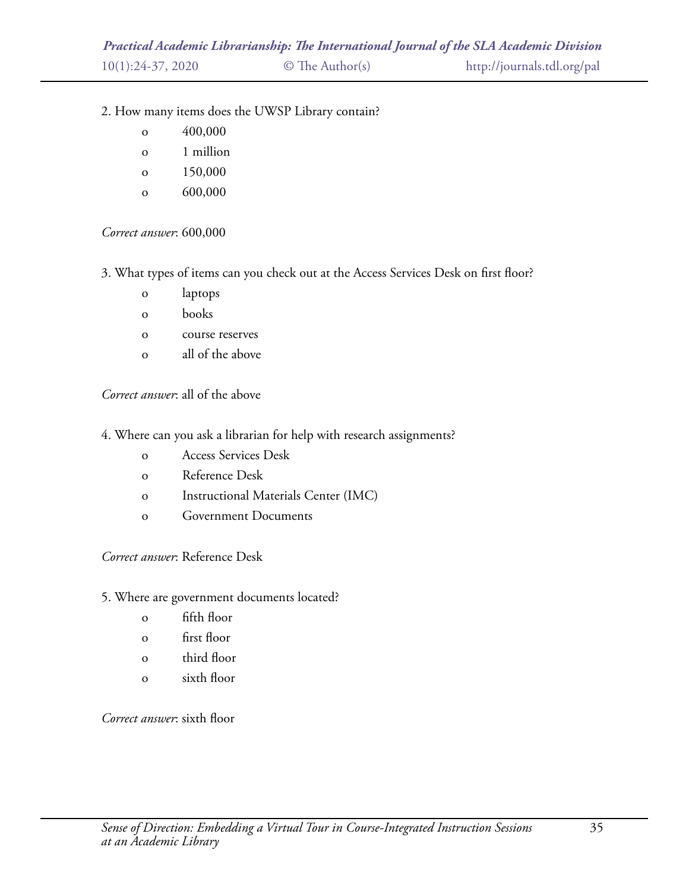2. How many items does the UWSP Library contain?

- 400,000
- 1 million
- 150,000
- 600,000

*Correct answer*: 600,000

3. What types of items can you check out at the Access Services Desk on first floor?

- laptops
- books
- course reserves
- all of the above

*Correct answer*: all of the above

4. Where can you ask a librarian for help with research assignments?

- Access Services Desk
- Reference Desk
- Instructional Materials Center (IMC)
- Government Documents

*Correct answer*: Reference Desk

5. Where are government documents located?

- fifth floor
- first floor
- third floor
- sixth floor

*Correct answer*: sixth floor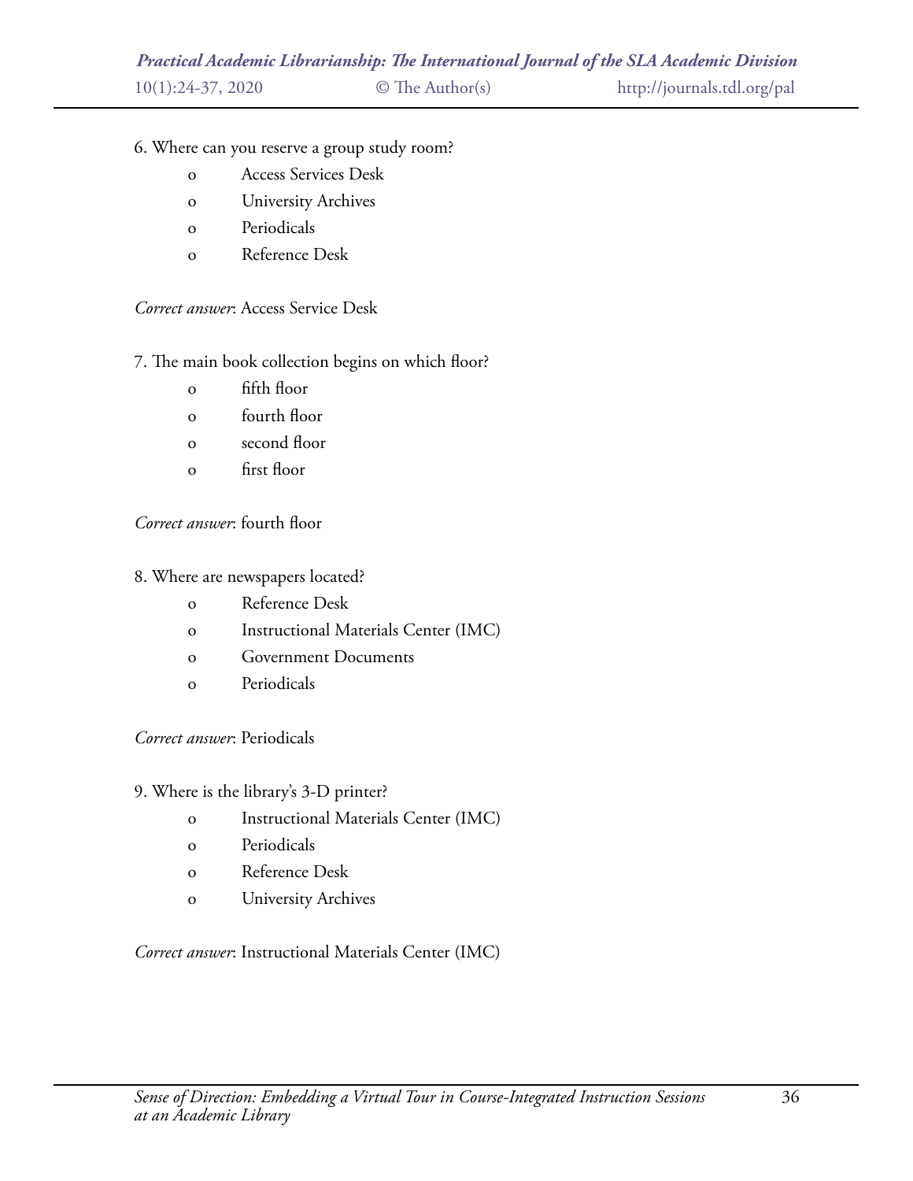6. Where can you reserve a group study room?

- o Access Services Desk
- o University Archives
- o Periodicals
- o Reference Desk

*Correct answer*: Access Service Desk

7. The main book collection begins on which floor?

- o fifth floor
- o fourth floor
- o second floor
- o first floor

*Correct answer*: fourth floor

8. Where are newspapers located?

- o Reference Desk
- o Instructional Materials Center (IMC)
- o Government Documents
- o Periodicals

*Correct answer*: Periodicals

9. Where is the library's 3-D printer?

- o Instructional Materials Center (IMC)
- o Periodicals
- o Reference Desk
- o University Archives

*Correct answer*: Instructional Materials Center (IMC)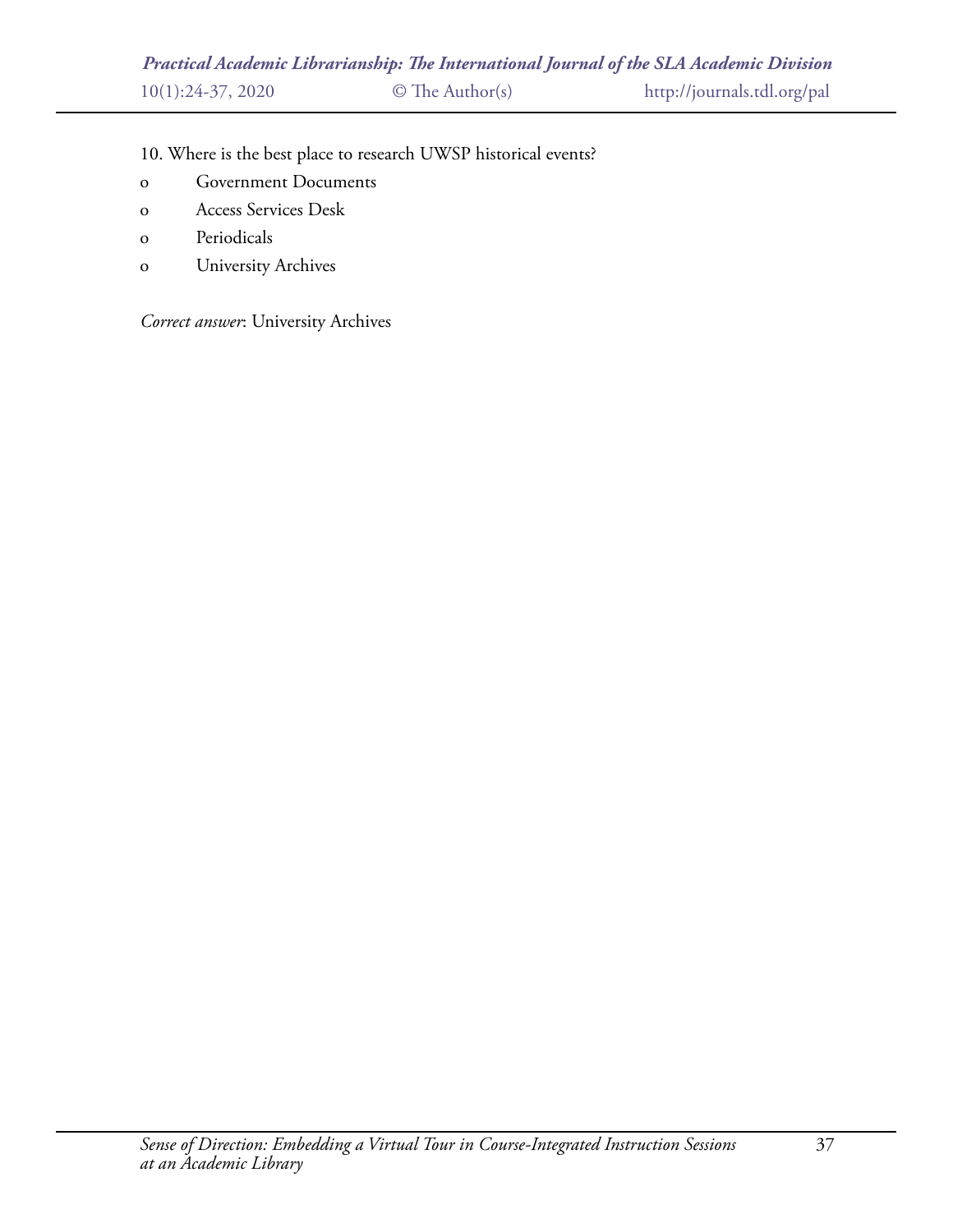10. Where is the best place to research UWSP historical events?

- Government Documents
- Access Services Desk
- Periodicals
- University Archives

*Correct answer*: University Archives